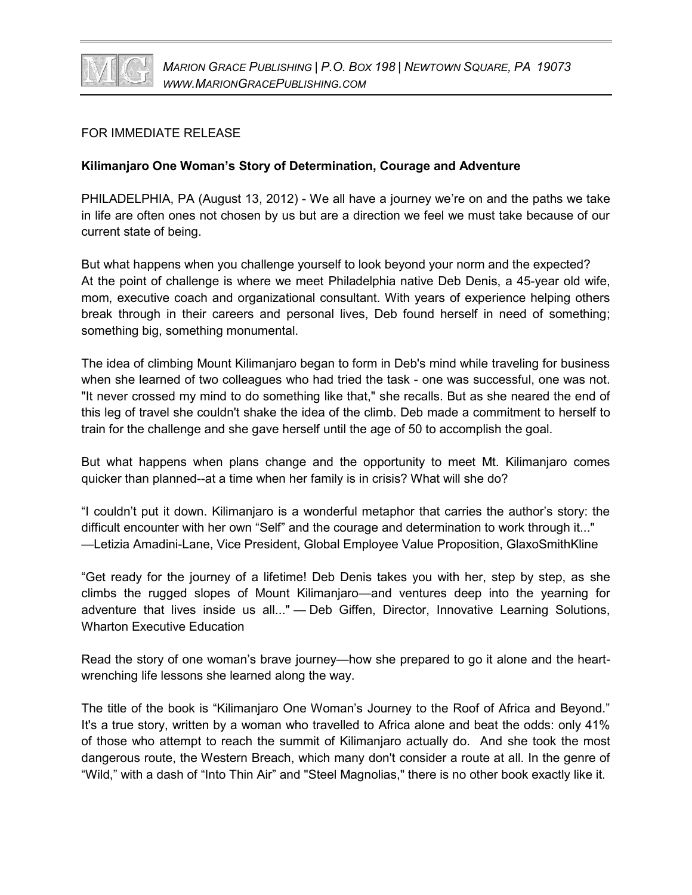*MARION GRACE PUBLISHING | P.O. BOX 198 | NEWTOWN SQUARE, PA 19073*
*WWW.MARIONGRACEPUBLISHING.COM*

FOR IMMEDIATE RELEASE

**Kilimanjaro One Woman's Story of Determination, Courage and Adventure**

PHILADELPHIA, PA (August 13, 2012) - We all have a journey we're on and the paths we take in life are often ones not chosen by us but are a direction we feel we must take because of our current state of being.

But what happens when you challenge yourself to look beyond your norm and the expected? At the point of challenge is where we meet Philadelphia native Deb Denis, a 45-year old wife, mom, executive coach and organizational consultant. With years of experience helping others break through in their careers and personal lives, Deb found herself in need of something; something big, something monumental.

The idea of climbing Mount Kilimanjaro began to form in Deb's mind while traveling for business when she learned of two colleagues who had tried the task - one was successful, one was not. "It never crossed my mind to do something like that," she recalls. But as she neared the end of this leg of travel she couldn't shake the idea of the climb. Deb made a commitment to herself to train for the challenge and she gave herself until the age of 50 to accomplish the goal.

But what happens when plans change and the opportunity to meet Mt. Kilimanjaro comes quicker than planned--at a time when her family is in crisis? What will she do?

"I couldn't put it down. Kilimanjaro is a wonderful metaphor that carries the author's story: the difficult encounter with her own "Self" and the courage and determination to work through it..." —Letizia Amadini-Lane, Vice President, Global Employee Value Proposition, GlaxoSmithKline

"Get ready for the journey of a lifetime! Deb Denis takes you with her, step by step, as she climbs the rugged slopes of Mount Kilimanjaro—and ventures deep into the yearning for adventure that lives inside us all..." — Deb Giffen, Director, Innovative Learning Solutions, Wharton Executive Education

Read the story of one woman's brave journey—how she prepared to go it alone and the heart-wrenching life lessons she learned along the way.

The title of the book is "Kilimanjaro One Woman's Journey to the Roof of Africa and Beyond." It's a true story, written by a woman who travelled to Africa alone and beat the odds: only 41% of those who attempt to reach the summit of Kilimanjaro actually do. And she took the most dangerous route, the Western Breach, which many don't consider a route at all. In the genre of "Wild," with a dash of "Into Thin Air" and "Steel Magnolias," there is no other book exactly like it.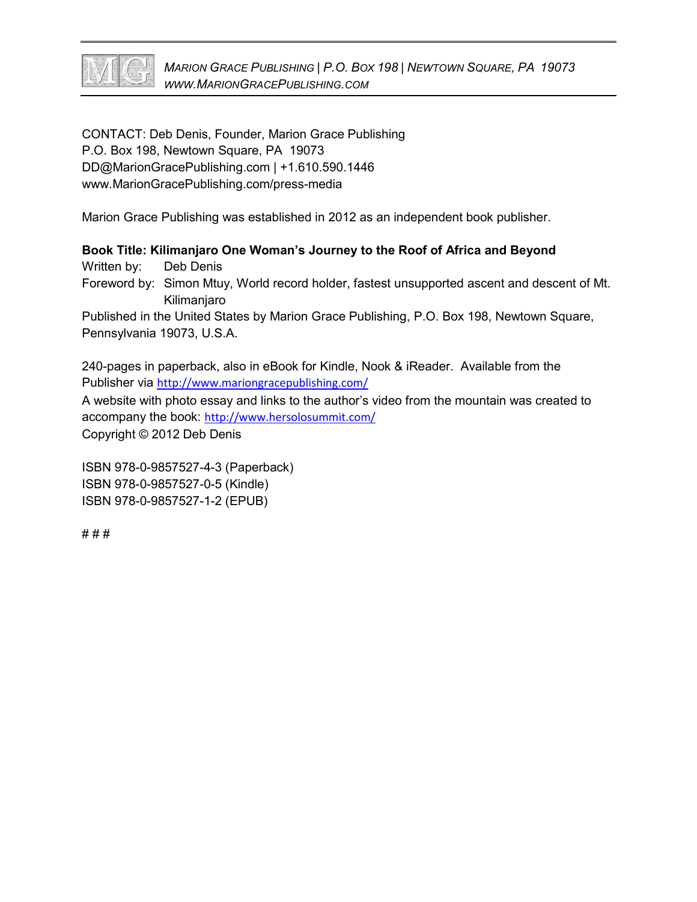*MARION GRACE PUBLISHING | P.O. BOX 198 | NEWTOWN SQUARE, PA 19073*
*WWW.MARIONGRACEPUBLISHING.COM*

CONTACT: Deb Denis, Founder, Marion Grace Publishing
P.O. Box 198, Newtown Square, PA 19073
DD@MarionGracePublishing.com | +1.610.590.1446
www.MarionGracePublishing.com/press-media

Marion Grace Publishing was established in 2012 as an independent book publisher.

**Book Title: Kilimanjaro One Woman's Journey to the Roof of Africa and Beyond**
Written by: Deb Denis
Foreword by: Simon Mtuy, World record holder, fastest unsupported ascent and descent of Mt. Kilimanjaro
Published in the United States by Marion Grace Publishing, P.O. Box 198, Newtown Square, Pennsylvania 19073, U.S.A.

240-pages in paperback, also in eBook for Kindle, Nook & iReader. Available from the Publisher via http://www.mariongracepublishing.com/
A website with photo essay and links to the author's video from the mountain was created to accompany the book: http://www.hersolosummit.com/
Copyright © 2012 Deb Denis

ISBN 978-0-9857527-4-3 (Paperback)
ISBN 978-0-9857527-0-5 (Kindle)
ISBN 978-0-9857527-1-2 (EPUB)

# # #